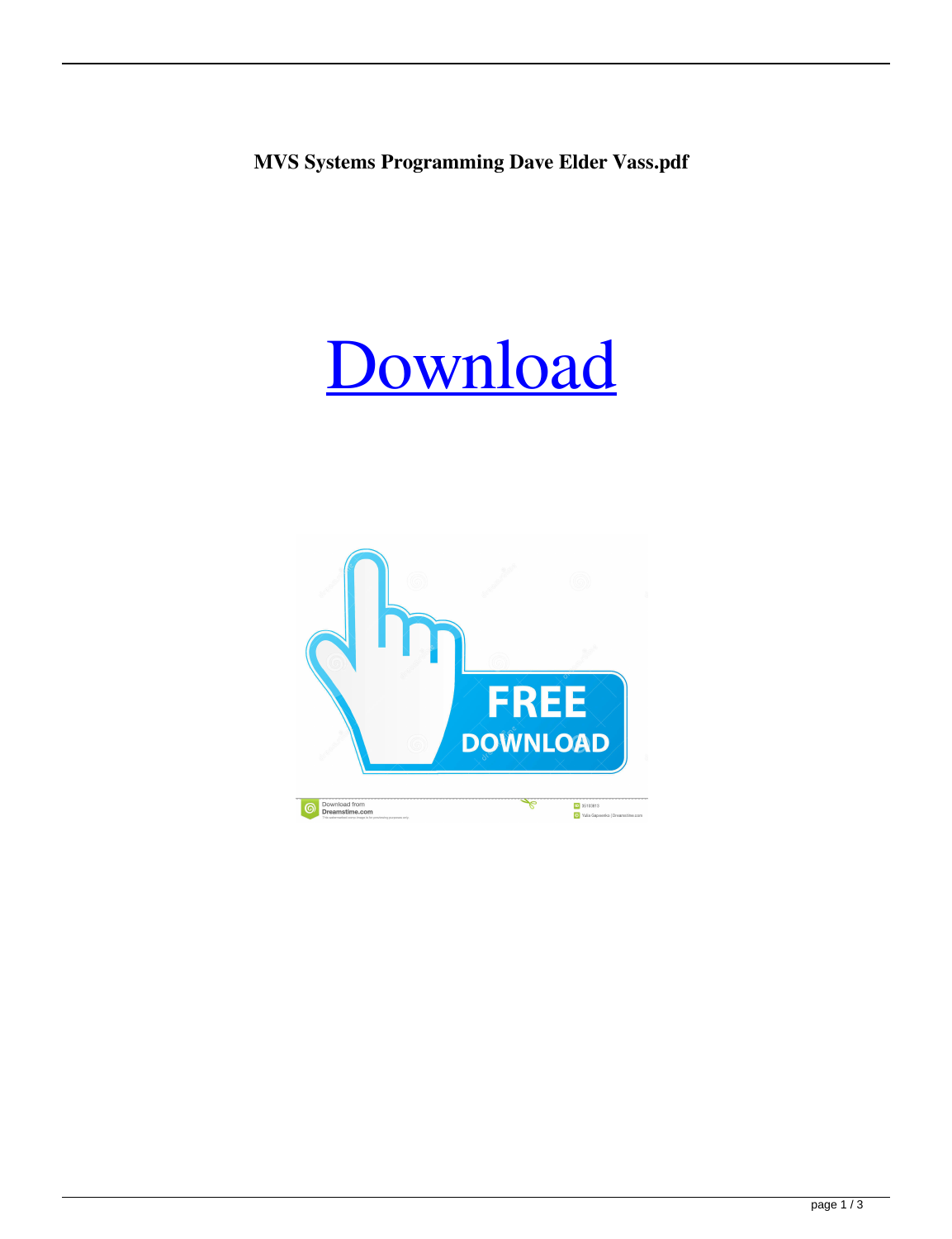**MVS Systems Programming Dave Elder Vass.pdf**

[Download]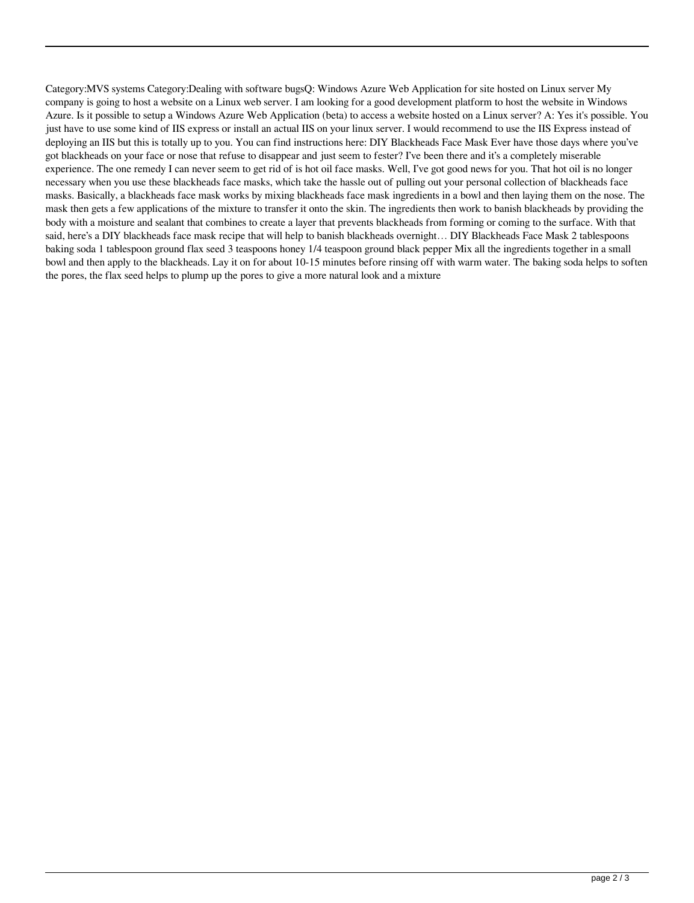Category:MVS systems Category:Dealing with software bugsQ: Windows Azure Web Application for site hosted on Linux server My company is going to host a website on a Linux web server. I am looking for a good development platform to host the website in Windows Azure. Is it possible to setup a Windows Azure Web Application (beta) to access a website hosted on a Linux server? A: Yes it's possible. You just have to use some kind of IIS express or install an actual IIS on your linux server. I would recommend to use the IIS Express instead of deploying an IIS but this is totally up to you. You can find instructions here: DIY Blackheads Face Mask Ever have those days where you've got blackheads on your face or nose that refuse to disappear and just seem to fester? I've been there and it's a completely miserable experience. The one remedy I can never seem to get rid of is hot oil face masks. Well, I've got good news for you. That hot oil is no longer necessary when you use these blackheads face masks, which take the hassle out of pulling out your personal collection of blackheads face masks. Basically, a blackheads face mask works by mixing blackheads face mask ingredients in a bowl and then laying them on the nose. The mask then gets a few applications of the mixture to transfer it onto the skin. The ingredients then work to banish blackheads by providing the body with a moisture and sealant that combines to create a layer that prevents blackheads from forming or coming to the surface. With that said, here's a DIY blackheads face mask recipe that will help to banish blackheads overnight… DIY Blackheads Face Mask 2 tablespoons baking soda 1 tablespoon ground flax seed 3 teaspoons honey 1/4 teaspoon ground black pepper Mix all the ingredients together in a small bowl and then apply to the blackheads. Lay it on for about 10-15 minutes before rinsing off with warm water. The baking soda helps to soften the pores, the flax seed helps to plump up the pores to give a more natural look and a mixture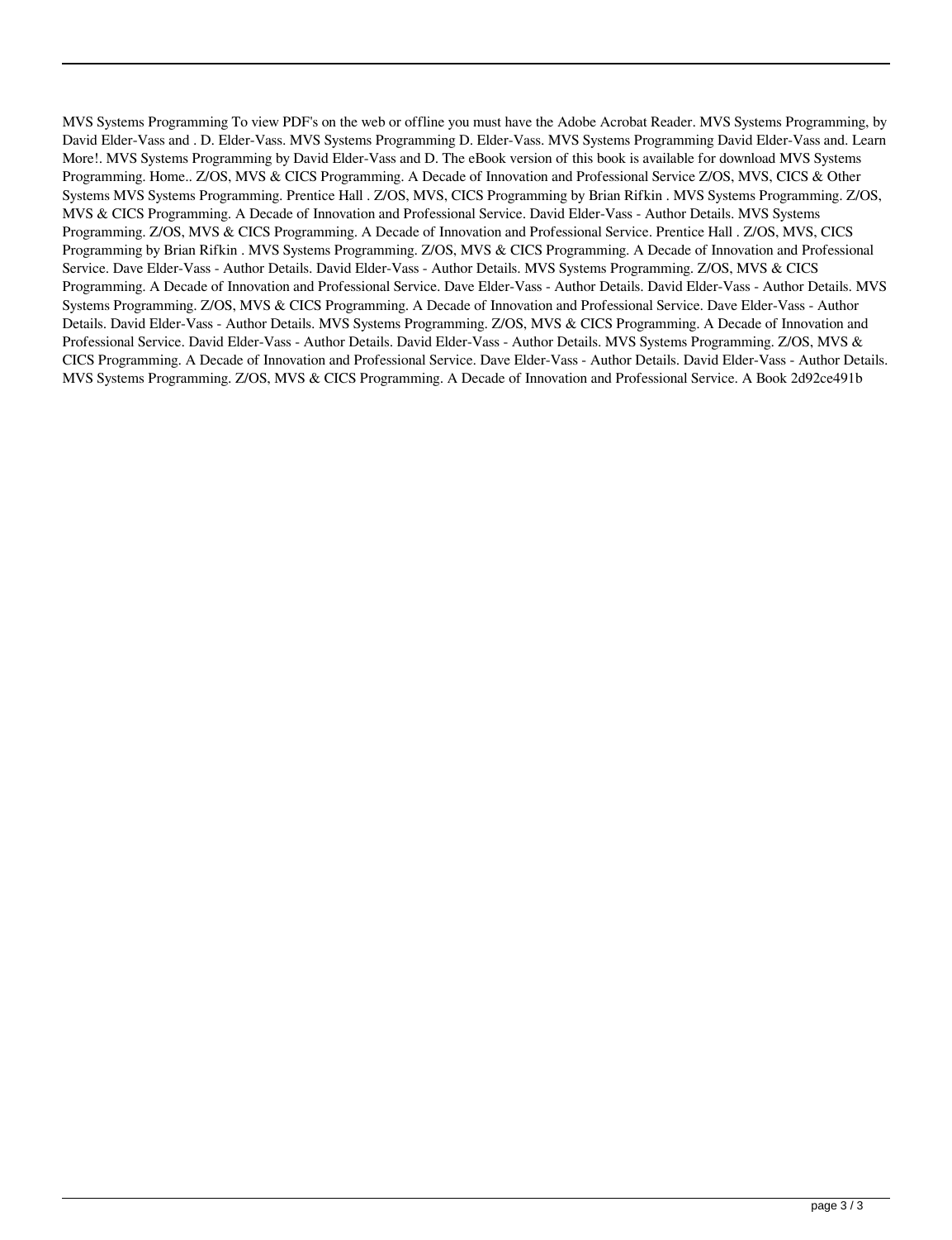MVS Systems Programming To view PDF's on the web or offline you must have the Adobe Acrobat Reader. MVS Systems Programming, by David Elder-Vass and . D. Elder-Vass. MVS Systems Programming D. Elder-Vass. MVS Systems Programming David Elder-Vass and. Learn More!. MVS Systems Programming by David Elder-Vass and D. The eBook version of this book is available for download MVS Systems Programming. Home.. Z/OS, MVS & CICS Programming. A Decade of Innovation and Professional Service Z/OS, MVS, CICS & Other Systems MVS Systems Programming. Prentice Hall . Z/OS, MVS, CICS Programming by Brian Rifkin . MVS Systems Programming. Z/OS, MVS & CICS Programming. A Decade of Innovation and Professional Service. David Elder-Vass - Author Details. MVS Systems Programming. Z/OS, MVS & CICS Programming. A Decade of Innovation and Professional Service. Prentice Hall . Z/OS, MVS, CICS Programming by Brian Rifkin . MVS Systems Programming. Z/OS, MVS & CICS Programming. A Decade of Innovation and Professional Service. Dave Elder-Vass - Author Details. David Elder-Vass - Author Details. MVS Systems Programming. Z/OS, MVS & CICS Programming. A Decade of Innovation and Professional Service. Dave Elder-Vass - Author Details. David Elder-Vass - Author Details. MVS Systems Programming. Z/OS, MVS & CICS Programming. A Decade of Innovation and Professional Service. Dave Elder-Vass - Author Details. David Elder-Vass - Author Details. MVS Systems Programming. Z/OS, MVS & CICS Programming. A Decade of Innovation and Professional Service. David Elder-Vass - Author Details. David Elder-Vass - Author Details. MVS Systems Programming. Z/OS, MVS & CICS Programming. A Decade of Innovation and Professional Service. Dave Elder-Vass - Author Details. David Elder-Vass - Author Details. MVS Systems Programming. Z/OS, MVS & CICS Programming. A Decade of Innovation and Professional Service. A Book 2d92ce491b